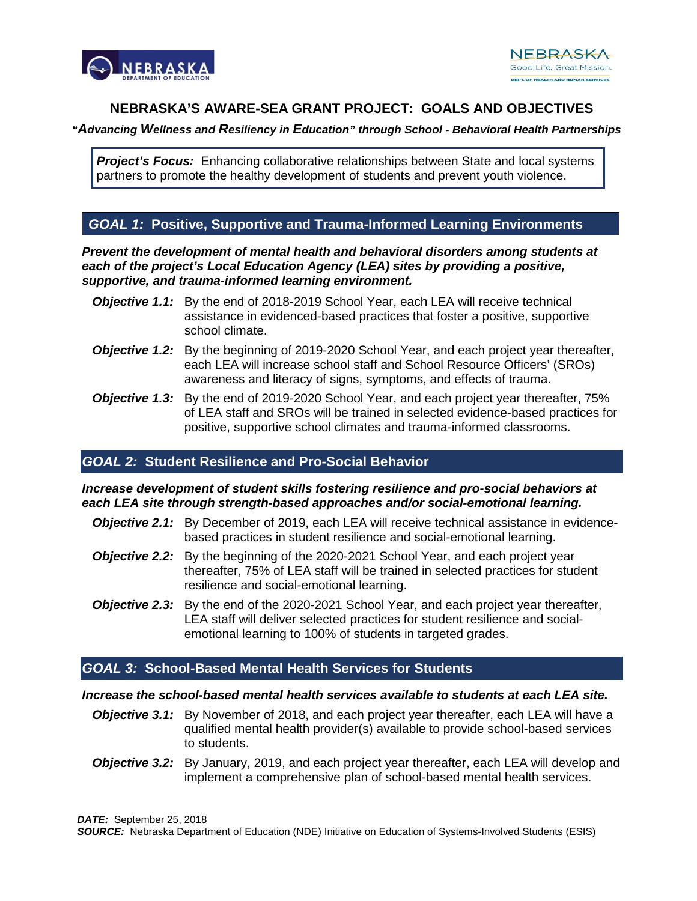# NEBRASKA'S AWARE-SEA GRANT PROJECT: GOALS AND OBJECTIVES

***"Advancing Wellness and Resiliency in Education" through School - Behavioral Health Partnerships***

> ***Project's Focus:*** Enhancing collaborative relationships between State and local systems partners to promote the healthy development of students and prevent youth violence.

## *GOAL 1:* Positive, Supportive and Trauma-Informed Learning Environments

***Prevent the development of mental health and behavioral disorders among students at each of the project's Local Education Agency (LEA) sites by providing a positive, supportive, and trauma-informed learning environment.***

- ***Objective 1.1:*** By the end of 2018-2019 School Year, each LEA will receive technical assistance in evidenced-based practices that foster a positive, supportive school climate.
- ***Objective 1.2:*** By the beginning of 2019-2020 School Year, and each project year thereafter, each LEA will increase school staff and School Resource Officers' (SROs) awareness and literacy of signs, symptoms, and effects of trauma.
- ***Objective 1.3:*** By the end of 2019-2020 School Year, and each project year thereafter, 75% of LEA staff and SROs will be trained in selected evidence-based practices for positive, supportive school climates and trauma-informed classrooms.

## *GOAL 2:* Student Resilience and Pro-Social Behavior

***Increase development of student skills fostering resilience and pro-social behaviors at each LEA site through strength-based approaches and/or social-emotional learning.***

- ***Objective 2.1:*** By December of 2019, each LEA will receive technical assistance in evidence-based practices in student resilience and social-emotional learning.
- ***Objective 2.2:*** By the beginning of the 2020-2021 School Year, and each project year thereafter, 75% of LEA staff will be trained in selected practices for student resilience and social-emotional learning.
- ***Objective 2.3:*** By the end of the 2020-2021 School Year, and each project year thereafter, LEA staff will deliver selected practices for student resilience and social-emotional learning to 100% of students in targeted grades.

## *GOAL 3:* School-Based Mental Health Services for Students

***Increase the school-based mental health services available to students at each LEA site.***

- ***Objective 3.1:*** By November of 2018, and each project year thereafter, each LEA will have a qualified mental health provider(s) available to provide school-based services to students.
- ***Objective 3.2:*** By January, 2019, and each project year thereafter, each LEA will develop and implement a comprehensive plan of school-based mental health services.

***DATE:*** September 25, 2018
***SOURCE:*** Nebraska Department of Education (NDE) Initiative on Education of Systems-Involved Students (ESIS)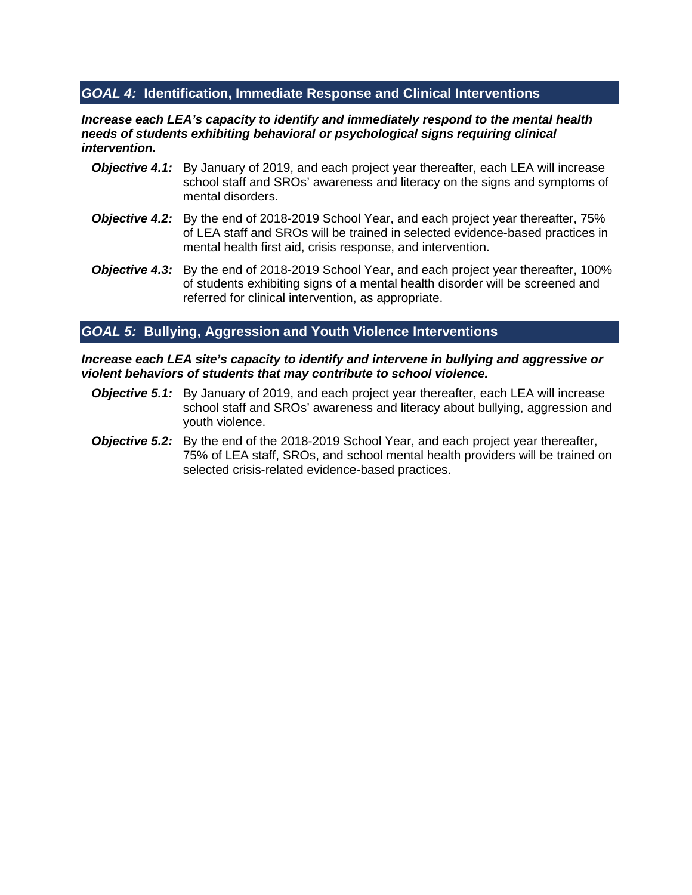## *GOAL 4:* Identification, Immediate Response and Clinical Interventions

***Increase each LEA's capacity to identify and immediately respond to the mental health needs of students exhibiting behavioral or psychological signs requiring clinical intervention.***

***Objective 4.1:*** By January of 2019, and each project year thereafter, each LEA will increase school staff and SROs' awareness and literacy on the signs and symptoms of mental disorders.

***Objective 4.2:*** By the end of 2018-2019 School Year, and each project year thereafter, 75% of LEA staff and SROs will be trained in selected evidence-based practices in mental health first aid, crisis response, and intervention.

***Objective 4.3:*** By the end of 2018-2019 School Year, and each project year thereafter, 100% of students exhibiting signs of a mental health disorder will be screened and referred for clinical intervention, as appropriate.

## *GOAL 5:* Bullying, Aggression and Youth Violence Interventions

***Increase each LEA site's capacity to identify and intervene in bullying and aggressive or violent behaviors of students that may contribute to school violence.***

***Objective 5.1:*** By January of 2019, and each project year thereafter, each LEA will increase school staff and SROs' awareness and literacy about bullying, aggression and youth violence.

***Objective 5.2:*** By the end of the 2018-2019 School Year, and each project year thereafter, 75% of LEA staff, SROs, and school mental health providers will be trained on selected crisis-related evidence-based practices.